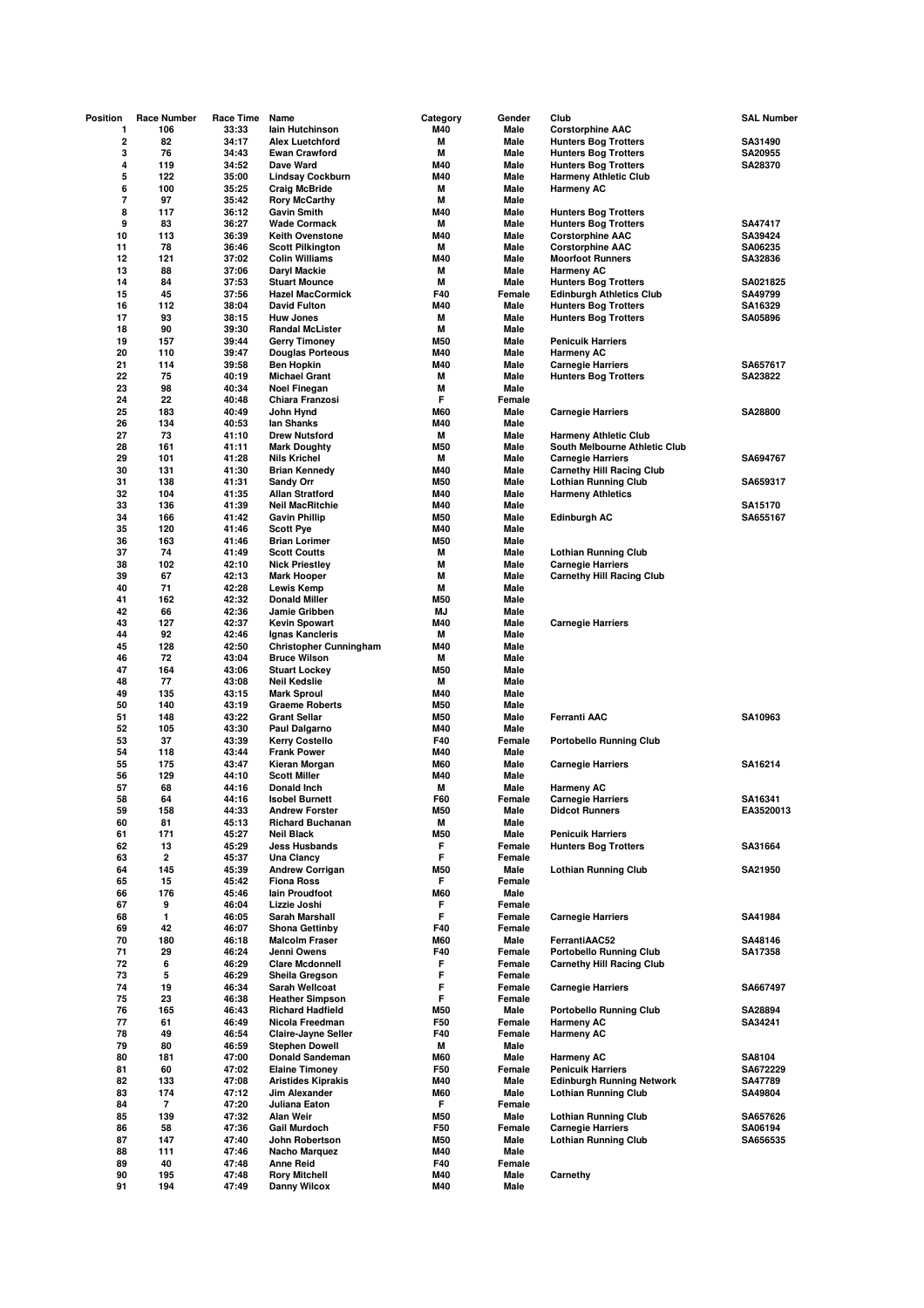| Position | Race Number | Race Time | Name | Category | Gender | Club | SAL Number |
|---|---|---|---|---|---|---|---|
| 1 | 106 | 33:33 | Iain Hutchinson | M40 | Male | Corstorphine AAC | |
| 2 | 82 | 34:17 | Alex Luetchford | M | Male | Hunters Bog Trotters | SA31490 |
| 3 | 76 | 34:43 | Ewan Crawford | M | Male | Hunters Bog Trotters | SA20955 |
| 4 | 119 | 34:52 | Dave Ward | M40 | Male | Hunters Bog Trotters | SA28370 |
| 5 | 122 | 35:00 | Lindsay Cockburn | M40 | Male | Harmeny Athletic Club | |
| 6 | 100 | 35:25 | Craig McBride | M | Male | Harmeny AC | |
| 7 | 97 | 35:42 | Rory McCarthy | M | Male | | |
| 8 | 117 | 36:12 | Gavin Smith | M40 | Male | Hunters Bog Trotters | |
| 9 | 83 | 36:27 | Wade Cormack | M | Male | Hunters Bog Trotters | SA47417 |
| 10 | 113 | 36:39 | Keith Ovenstone | M40 | Male | Corstorphine AAC | SA39424 |
| 11 | 78 | 36:46 | Scott Pilkington | M | Male | Corstorphine AAC | SA06235 |
| 12 | 121 | 37:02 | Colin Williams | M40 | Male | Moorfoot Runners | SA32836 |
| 13 | 88 | 37:06 | Daryl Mackie | M | Male | Harmeny AC | |
| 14 | 84 | 37:53 | Stuart Mounce | M | Male | Hunters Bog Trotters | SA021825 |
| 15 | 45 | 37:56 | Hazel MacCormick | F40 | Female | Edinburgh Athletics Club | SA49799 |
| 16 | 112 | 38:04 | David Fulton | M40 | Male | Hunters Bog Trotters | SA16329 |
| 17 | 93 | 38:15 | Huw Jones | M | Male | Hunters Bog Trotters | SA05896 |
| 18 | 90 | 39:30 | Randal McLister | M | Male | | |
| 19 | 157 | 39:44 | Gerry Timoney | M50 | Male | Penicuik Harriers | |
| 20 | 110 | 39:47 | Douglas Porteous | M40 | Male | Harmeny AC | |
| 21 | 114 | 39:58 | Ben Hopkin | M40 | Male | Carnegie Harriers | SA657617 |
| 22 | 75 | 40:19 | Michael Grant | M | Male | Hunters Bog Trotters | SA23822 |
| 23 | 98 | 40:34 | Noel Finegan | M | Male | | |
| 24 | 22 | 40:48 | Chiara Franzosi | F | Female | | |
| 25 | 183 | 40:49 | John Hynd | M60 | Male | Carnegie Harriers | SA28800 |
| 26 | 134 | 40:53 | Ian Shanks | M40 | Male | | |
| 27 | 73 | 41:10 | Drew Nutsford | M | Male | Harmeny Athletic Club | |
| 28 | 161 | 41:11 | Mark Doughty | M50 | Male | South Melbourne Athletic Club | |
| 29 | 101 | 41:28 | Nils Krichel | M | Male | Carnegie Harriers | SA694767 |
| 30 | 131 | 41:30 | Brian Kennedy | M40 | Male | Carnethy Hill Racing Club | |
| 31 | 138 | 41:31 | Sandy Orr | M50 | Male | Lothian Running Club | SA659317 |
| 32 | 104 | 41:35 | Allan Stratford | M40 | Male | Harmeny Athletics | |
| 33 | 136 | 41:39 | Neil MacRitchie | M40 | Male | | SA15170 |
| 34 | 166 | 41:42 | Gavin Phillip | M50 | Male | Edinburgh AC | SA655167 |
| 35 | 120 | 41:46 | Scott Pye | M40 | Male | | |
| 36 | 163 | 41:46 | Brian Lorimer | M50 | Male | | |
| 37 | 74 | 41:49 | Scott Coutts | M | Male | Lothian Running Club | |
| 38 | 102 | 42:10 | Nick Priestley | M | Male | Carnegie Harriers | |
| 39 | 67 | 42:13 | Mark Hooper | M | Male | Carnethy Hill Racing Club | |
| 40 | 71 | 42:28 | Lewis Kemp | M | Male | | |
| 41 | 162 | 42:32 | Donald Miller | M50 | Male | | |
| 42 | 66 | 42:36 | Jamie Gribben | MJ | Male | | |
| 43 | 127 | 42:37 | Kevin Spowart | M40 | Male | Carnegie Harriers | |
| 44 | 92 | 42:46 | Ignas Kancleris | M | Male | | |
| 45 | 128 | 42:50 | Christopher Cunningham | M40 | Male | | |
| 46 | 72 | 43:04 | Bruce Wilson | M | Male | | |
| 47 | 164 | 43:06 | Stuart Lockey | M50 | Male | | |
| 48 | 77 | 43:08 | Neil Kedslie | M | Male | | |
| 49 | 135 | 43:15 | Mark Sproul | M40 | Male | | |
| 50 | 140 | 43:19 | Graeme Roberts | M50 | Male | | |
| 51 | 148 | 43:22 | Grant Sellar | M50 | Male | Ferranti AAC | SA10963 |
| 52 | 105 | 43:30 | Paul Dalgarno | M40 | Male | | |
| 53 | 37 | 43:39 | Kerry Costello | F40 | Female | Portobello Running Club | |
| 54 | 118 | 43:44 | Frank Power | M40 | Male | | |
| 55 | 175 | 43:47 | Kieran Morgan | M60 | Male | Carnegie Harriers | SA16214 |
| 56 | 129 | 44:10 | Scott Miller | M40 | Male | | |
| 57 | 68 | 44:16 | Donald Inch | M | Male | Harmeny AC | |
| 58 | 64 | 44:16 | Isobel Burnett | F60 | Female | Carnegie Harriers | SA16341 |
| 59 | 158 | 44:33 | Andrew Forster | M50 | Male | Didcot Runners | EA3520013 |
| 60 | 81 | 45:13 | Richard Buchanan | M | Male | | |
| 61 | 171 | 45:27 | Neil Black | M50 | Male | Penicuik Harriers | |
| 62 | 13 | 45:29 | Jess Husbands | F | Female | Hunters Bog Trotters | SA31664 |
| 63 | 2 | 45:37 | Una Clancy | F | Female | | |
| 64 | 145 | 45:39 | Andrew Corrigan | M50 | Male | Lothian Running Club | SA21950 |
| 65 | 15 | 45:42 | Fiona Ross | F | Female | | |
| 66 | 176 | 45:46 | Iain Proudfoot | M60 | Male | | |
| 67 | 9 | 46:04 | Lizzie Joshi | F | Female | | |
| 68 | 1 | 46:05 | Sarah Marshall | F | Female | Carnegie Harriers | SA41984 |
| 69 | 42 | 46:07 | Shona Gettinby | F40 | Female | | |
| 70 | 180 | 46:18 | Malcolm Fraser | M60 | Male | FerrantiAAC52 | SA48146 |
| 71 | 29 | 46:24 | Jenni Owens | F40 | Female | Portobello Running Club | SA17358 |
| 72 | 6 | 46:29 | Clare Mcdonnell | F | Female | Carnethy Hill Racing Club | |
| 73 | 5 | 46:29 | Sheila Gregson | F | Female | | |
| 74 | 19 | 46:34 | Sarah Wellcoat | F | Female | Carnegie Harriers | SA667497 |
| 75 | 23 | 46:38 | Heather Simpson | F | Female | | |
| 76 | 165 | 46:43 | Richard Hadfield | M50 | Male | Portobello Running Club | SA28894 |
| 77 | 61 | 46:49 | Nicola Freedman | F50 | Female | Harmeny AC | SA34241 |
| 78 | 49 | 46:54 | Claire-Jayne Seller | F40 | Female | Harmeny AC | |
| 79 | 80 | 46:59 | Stephen Dowell | M | Male | | |
| 80 | 181 | 47:00 | Donald Sandeman | M60 | Male | Harmeny AC | SA8104 |
| 81 | 60 | 47:02 | Elaine Timoney | F50 | Female | Penicuik Harriers | SA672229 |
| 82 | 133 | 47:08 | Aristides Kiprakis | M40 | Male | Edinburgh Running Network | SA47789 |
| 83 | 174 | 47:12 | Jim Alexander | M60 | Male | Lothian Running Club | SA49804 |
| 84 | 7 | 47:20 | Juliana Eaton | F | Female | | |
| 85 | 139 | 47:32 | Alan Weir | M50 | Male | Lothian Running Club | SA657626 |
| 86 | 58 | 47:36 | Gail Murdoch | F50 | Female | Carnegie Harriers | SA06194 |
| 87 | 147 | 47:40 | John Robertson | M50 | Male | Lothian Running Club | SA656535 |
| 88 | 111 | 47:46 | Nacho Marquez | M40 | Male | | |
| 89 | 40 | 47:48 | Anne Reid | F40 | Female | | |
| 90 | 195 | 47:48 | Rory Mitchell | M40 | Male | Carnethy | |
| 91 | 194 | 47:49 | Danny Wilcox | M40 | Male | | |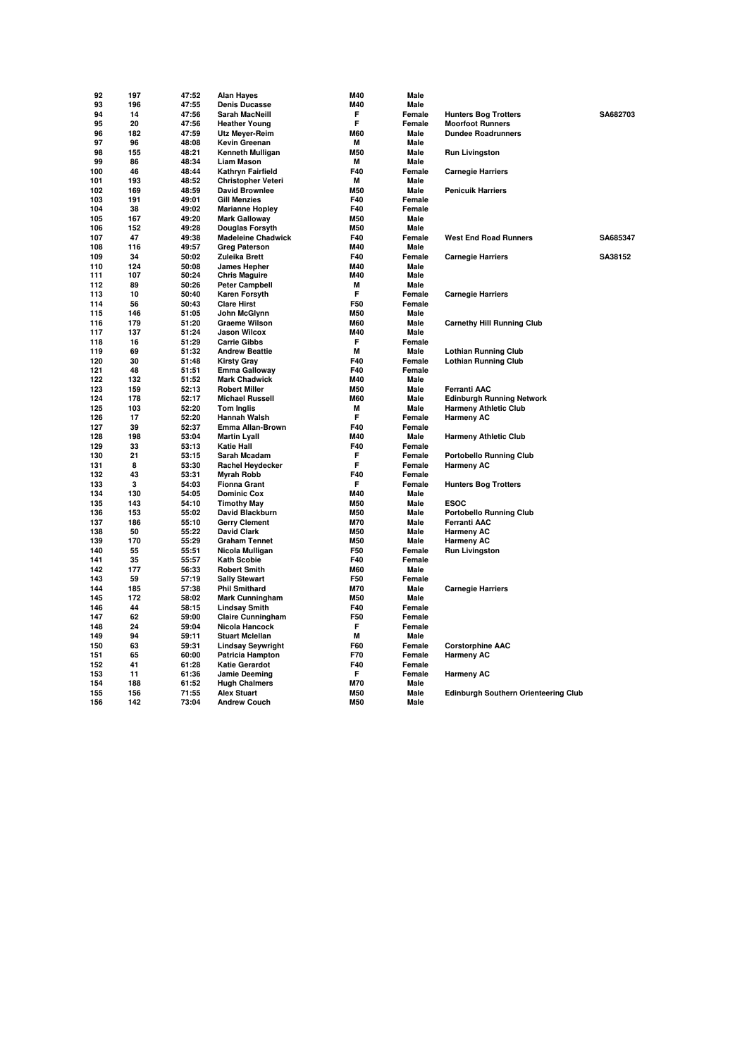| | | | | | | | |
|---|---|---|---|---|---|---|---|
| 92 | 197 | 47:52 | Alan Hayes | M40 | Male | | |
| 93 | 196 | 47:55 | Denis Ducasse | M40 | Male | | |
| 94 | 14 | 47:56 | Sarah MacNeill | F | Female | Hunters Bog Trotters | SA682703 |
| 95 | 20 | 47:56 | Heather Young | F | Female | Moorfoot Runners | |
| 96 | 182 | 47:59 | Utz Meyer-Reim | M60 | Male | Dundee Roadrunners | |
| 97 | 96 | 48:08 | Kevin Greenan | M | Male | | |
| 98 | 155 | 48:21 | Kenneth Mulligan | M50 | Male | Run Livingston | |
| 99 | 86 | 48:34 | Liam Mason | M | Male | | |
| 100 | 46 | 48:44 | Kathryn Fairfield | F40 | Female | Carnegie Harriers | |
| 101 | 193 | 48:52 | Christopher Veteri | M | Male | | |
| 102 | 169 | 48:59 | David Brownlee | M50 | Male | Penicuik Harriers | |
| 103 | 191 | 49:01 | Gill Menzies | F40 | Female | | |
| 104 | 38 | 49:02 | Marianne Hopley | F40 | Female | | |
| 105 | 167 | 49:20 | Mark Galloway | M50 | Male | | |
| 106 | 152 | 49:28 | Douglas Forsyth | M50 | Male | | |
| 107 | 47 | 49:38 | Madeleine Chadwick | F40 | Female | West End Road Runners | SA685347 |
| 108 | 116 | 49:57 | Greg Paterson | M40 | Male | | |
| 109 | 34 | 50:02 | Zuleika Brett | F40 | Female | Carnegie Harriers | SA38152 |
| 110 | 124 | 50:08 | James Hepher | M40 | Male | | |
| 111 | 107 | 50:24 | Chris Maguire | M40 | Male | | |
| 112 | 89 | 50:26 | Peter Campbell | M | Male | | |
| 113 | 10 | 50:40 | Karen Forsyth | F | Female | Carnegie Harriers | |
| 114 | 56 | 50:43 | Clare Hirst | F50 | Female | | |
| 115 | 146 | 51:05 | John McGlynn | M50 | Male | | |
| 116 | 179 | 51:20 | Graeme Wilson | M60 | Male | Carnethy Hill Running Club | |
| 117 | 137 | 51:24 | Jason Wilcox | M40 | Male | | |
| 118 | 16 | 51:29 | Carrie Gibbs | F | Female | | |
| 119 | 69 | 51:32 | Andrew Beattie | M | Male | Lothian Running Club | |
| 120 | 30 | 51:48 | Kirsty Gray | F40 | Female | Lothian Running Club | |
| 121 | 48 | 51:51 | Emma Galloway | F40 | Female | | |
| 122 | 132 | 51:52 | Mark Chadwick | M40 | Male | | |
| 123 | 159 | 52:13 | Robert Miller | M50 | Male | Ferranti AAC | |
| 124 | 178 | 52:17 | Michael Russell | M60 | Male | Edinburgh Running Network | |
| 125 | 103 | 52:20 | Tom Inglis | M | Male | Harmeny Athletic Club | |
| 126 | 17 | 52:20 | Hannah Walsh | F | Female | Harmeny AC | |
| 127 | 39 | 52:37 | Emma Allan-Brown | F40 | Female | | |
| 128 | 198 | 53:04 | Martin Lyall | M40 | Male | Harmeny Athletic Club | |
| 129 | 33 | 53:13 | Katie Hall | F40 | Female | | |
| 130 | 21 | 53:15 | Sarah Mcadam | F | Female | Portobello Running Club | |
| 131 | 8 | 53:30 | Rachel Heydecker | F | Female | Harmeny AC | |
| 132 | 43 | 53:31 | Myrah Robb | F40 | Female | | |
| 133 | 3 | 54:03 | Fionna Grant | F | Female | Hunters Bog Trotters | |
| 134 | 130 | 54:05 | Dominic Cox | M40 | Male | | |
| 135 | 143 | 54:10 | Timothy May | M50 | Male | ESOC | |
| 136 | 153 | 55:02 | David Blackburn | M50 | Male | Portobello Running Club | |
| 137 | 186 | 55:10 | Gerry Clement | M70 | Male | Ferranti AAC | |
| 138 | 50 | 55:22 | David Clark | M50 | Male | Harmeny AC | |
| 139 | 170 | 55:29 | Graham Tennet | M50 | Male | Harmeny AC | |
| 140 | 55 | 55:51 | Nicola Mulligan | F50 | Female | Run Livingston | |
| 141 | 35 | 55:57 | Kath Scobie | F40 | Female | | |
| 142 | 177 | 56:33 | Robert Smith | M60 | Male | | |
| 143 | 59 | 57:19 | Sally Stewart | F50 | Female | | |
| 144 | 185 | 57:38 | Phil Smithard | M70 | Male | Carnegie Harriers | |
| 145 | 172 | 58:02 | Mark Cunningham | M50 | Male | | |
| 146 | 44 | 58:15 | Lindsay Smith | F40 | Female | | |
| 147 | 62 | 59:00 | Claire Cunningham | F50 | Female | | |
| 148 | 24 | 59:04 | Nicola Hancock | F | Female | | |
| 149 | 94 | 59:11 | Stuart Mclellan | M | Male | | |
| 150 | 63 | 59:31 | Lindsay Seywright | F60 | Female | Corstorphine AAC | |
| 151 | 65 | 60:00 | Patricia Hampton | F70 | Female | Harmeny AC | |
| 152 | 41 | 61:28 | Katie Gerardot | F40 | Female | | |
| 153 | 11 | 61:36 | Jamie Deeming | F | Female | Harmeny AC | |
| 154 | 188 | 61:52 | Hugh Chalmers | M70 | Male | | |
| 155 | 156 | 71:55 | Alex Stuart | M50 | Male | Edinburgh Southern Orienteering Club | |
| 156 | 142 | 73:04 | Andrew Couch | M50 | Male | | |